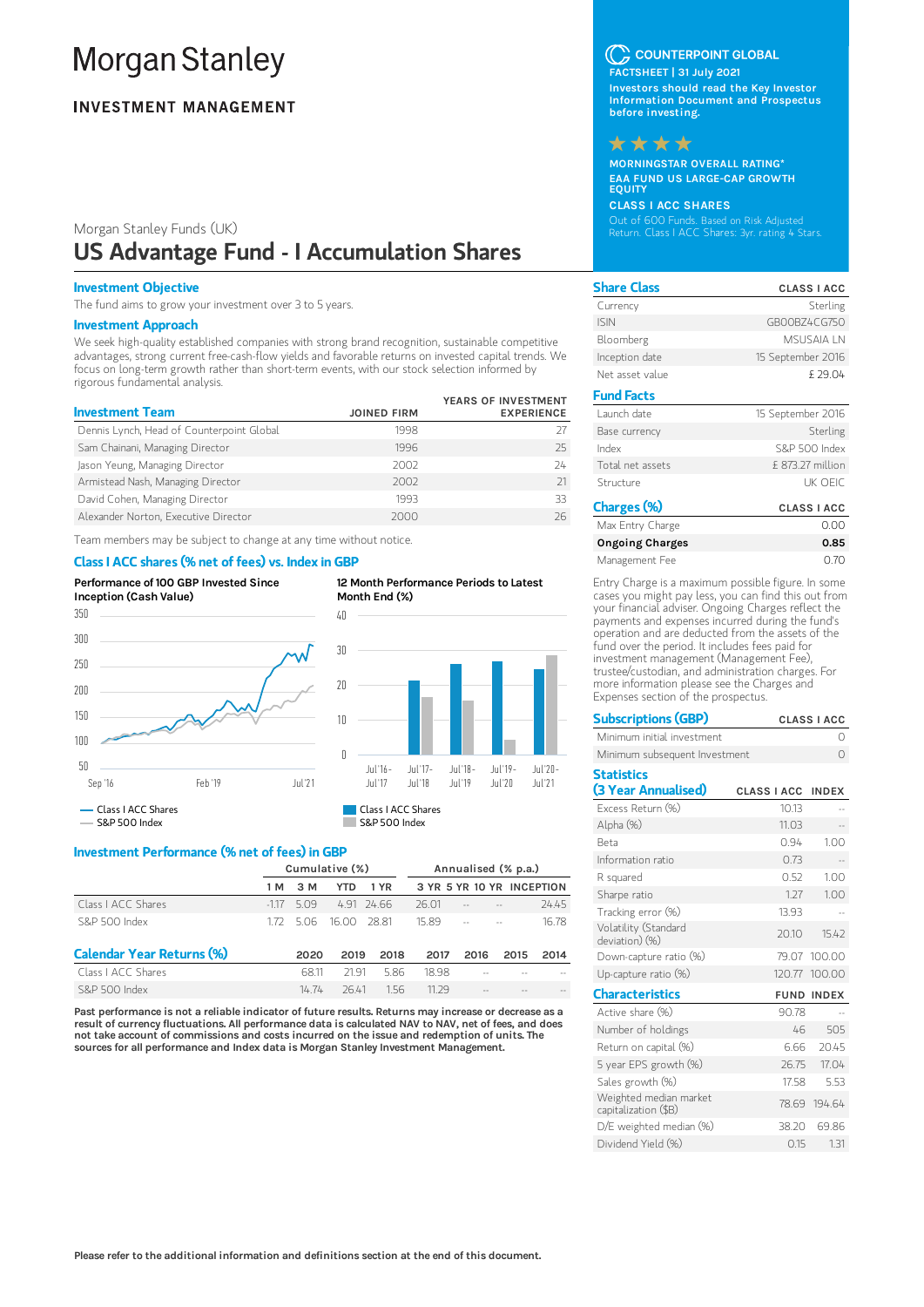# Morgan Stanley

**INVESTMENT MANAGEMENT**

**COUNTERPOINT GLOBAL**

**FACTSHEET | 31 July 2021**

**Investors should read the Key Investor Information Document and Prospectus before investing.**

★★★★

**MORNINGSTAR OVERALL RATING***

**EAA FUND US LARGE-CAP GROWTH EQUITY**

**CLASS I ACC SHARES**

Out of 600 Funds. Based on Risk Adjusted Return. Class I ACC Shares: 3yr. rating 4 Stars.

Morgan Stanley Funds (UK)

## US Advantage Fund - I Accumulation Shares

### Investment Objective

The fund aims to grow your investment over 3 to 5 years.

### Investment Approach

We seek high-quality established companies with strong brand recognition, sustainable competitive advantages, strong current free-cash-flow yields and favorable returns on invested capital trends. We focus on long-term growth rather than short-term events, with our stock selection informed by rigorous fundamental analysis.

### Investment Team

| Investment Team | JOINED FIRM | YEARS OF INVESTMENT EXPERIENCE |
|---|---|---|
| Dennis Lynch, Head of Counterpoint Global | 1998 | 27 |
| Sam Chainani, Managing Director | 1996 | 25 |
| Jason Yeung, Managing Director | 2002 | 24 |
| Armistead Nash, Managing Director | 2002 | 21 |
| David Cohen, Managing Director | 1993 | 33 |
| Alexander Norton, Executive Director | 2000 | 26 |

Team members may be subject to change at any time without notice.

### Class I ACC shares (% net of fees) vs. Index in GBP

**Performance of 100 GBP Invested Since Inception (Cash Value)**

— Class I ACC Shares
— S&P 500 Index

**12 Month Performance Periods to Latest Month End (%)**

Class I ACC Shares
S&P 500 Index

### Investment Performance (% net of fees) in GBP

| | Cumulative (%) | | | | Annualised (% p.a.) | | | |
|---|---|---|---|---|---|---|---|---|
| | 1 M | 3 M | YTD | 1 YR | 3 YR | 5 YR | 10 YR | INCEPTION |
| Class I ACC Shares | -1.17 | 5.09 | 4.91 | 24.66 | 26.01 | -- | -- | 24.45 |
| S&P 500 Index | 1.72 | 5.06 | 16.00 | 28.81 | 15.89 | -- | -- | 16.78 |

### Calendar Year Returns (%)

| | 2020 | 2019 | 2018 | 2017 | 2016 | 2015 | 2014 |
|---|---|---|---|---|---|---|---|
| Class I ACC Shares | 68.11 | 21.91 | 5.86 | 18.98 | -- | -- | -- |
| S&P 500 Index | 14.74 | 26.41 | 1.56 | 11.29 | -- | -- | -- |

**Past performance is not a reliable indicator of future results. Returns may increase or decrease as a result of currency fluctuations. All performance data is calculated NAV to NAV, net of fees, and does not take account of commissions and costs incurred on the issue and redemption of units. The sources for all performance and Index data is Morgan Stanley Investment Management.**

### Share Class

| Share Class | CLASS I ACC |
|---|---|
| Currency | Sterling |
| ISIN | GB00BZ4CG750 |
| Bloomberg | MSUSAIA LN |
| Inception date | 15 September 2016 |
| Net asset value | £ 29.04 |

### Fund Facts

| Fund Facts | |
|---|---|
| Launch date | 15 September 2016 |
| Base currency | Sterling |
| Index | S&P 500 Index |
| Total net assets | £ 873.27 million |
| Structure | UK OEIC |

### Charges (%)

| Charges (%) | CLASS I ACC |
|---|---|
| Max Entry Charge | 0.00 |
| **Ongoing Charges** | **0.85** |
| Management Fee | 0.70 |

Entry Charge is a maximum possible figure. In some cases you might pay less, you can find this out from your financial adviser. Ongoing Charges reflect the payments and expenses incurred during the fund's operation and are deducted from the assets of the fund over the period. It includes fees paid for investment management (Management Fee), trustee/custodian, and administration charges. For more information please see the Charges and Expenses section of the prospectus.

### Subscriptions (GBP)

| Subscriptions (GBP) | CLASS I ACC |
|---|---|
| Minimum initial investment | 0 |
| Minimum subsequent Investment | 0 |

### Statistics (3 Year Annualised)

| | CLASS I ACC | INDEX |
|---|---|---|
| Excess Return (%) | 10.13 | -- |
| Alpha (%) | 11.03 | -- |
| Beta | 0.94 | 1.00 |
| Information ratio | 0.73 | -- |
| R squared | 0.52 | 1.00 |
| Sharpe ratio | 1.27 | 1.00 |
| Tracking error (%) | 13.93 | -- |
| Volatility (Standard deviation) (%) | 20.10 | 15.42 |
| Down-capture ratio (%) | 79.07 | 100.00 |
| Up-capture ratio (%) | 120.77 | 100.00 |

### Characteristics

| Characteristics | FUND | INDEX |
|---|---|---|
| Active share (%) | 90.78 | -- |
| Number of holdings | 46 | 505 |
| Return on capital (%) | 6.66 | 20.45 |
| 5 year EPS growth (%) | 26.75 | 17.04 |
| Sales growth (%) | 17.58 | 5.53 |
| Weighted median market capitalization ($B) | 78.69 | 194.64 |
| D/E weighted median (%) | 38.20 | 69.86 |
| Dividend Yield (%) | 0.15 | 1.31 |

**Please refer to the additional information and definitions section at the end of this document.**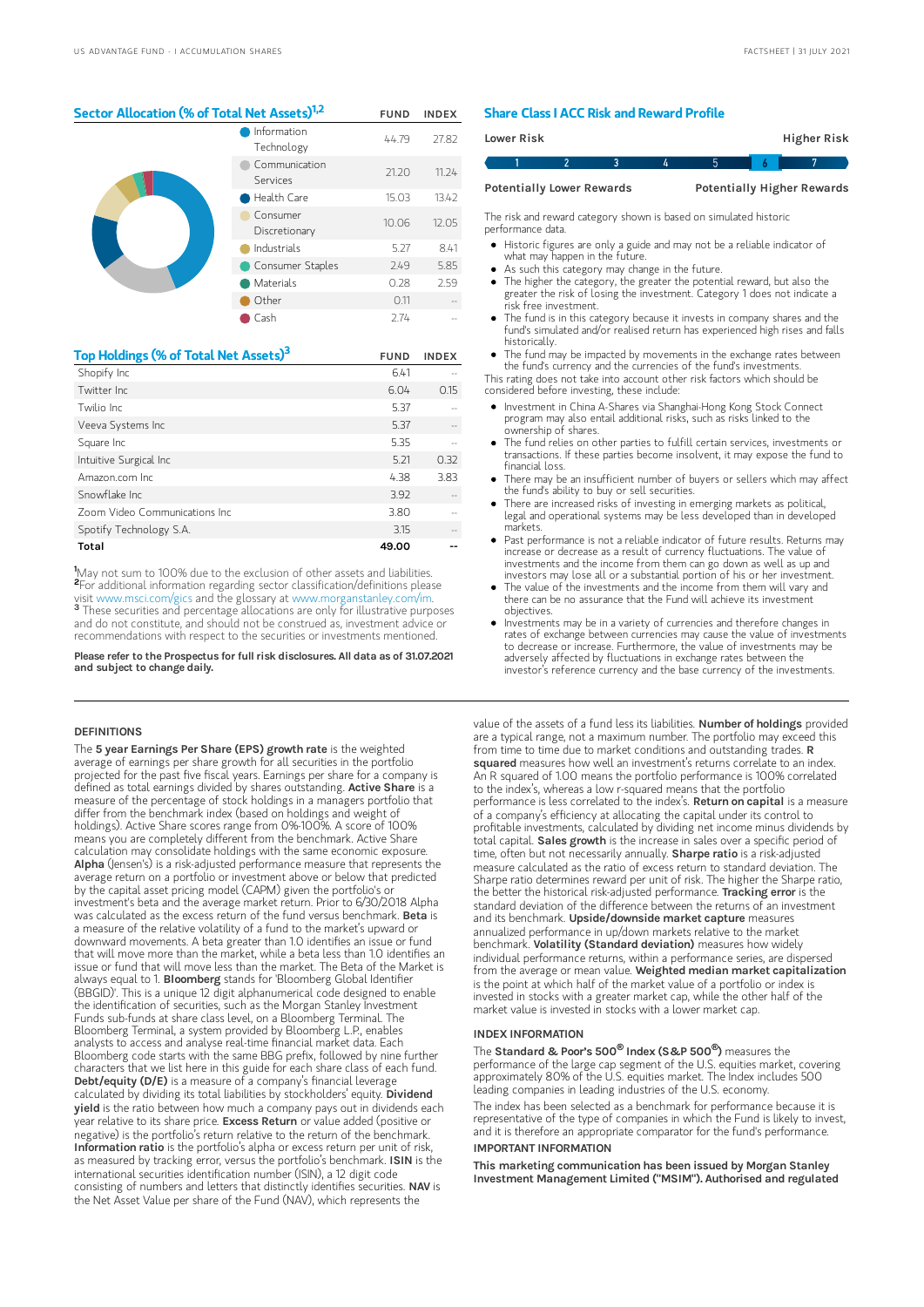## Sector Allocation (% of Total Net Assets)[1,2]

| | FUND | INDEX |
|---|---|---|
| Information Technology | 44.79 | 27.82 |
| Communication Services | 21.20 | 11.24 |
| Health Care | 15.03 | 13.42 |
| Consumer Discretionary | 10.06 | 12.05 |
| Industrials | 5.27 | 8.41 |
| Consumer Staples | 2.49 | 5.85 |
| Materials | 0.28 | 2.59 |
| Other | 0.11 | -- |
| Cash | 2.74 | -- |

## Top Holdings (% of Total Net Assets)[3]

| | FUND | INDEX |
|---|---|---|
| Shopify Inc | 6.41 | -- |
| Twitter Inc | 6.04 | 0.15 |
| Twilio Inc | 5.37 | -- |
| Veeva Systems Inc | 5.37 | -- |
| Square Inc | 5.35 | -- |
| Intuitive Surgical Inc | 5.21 | 0.32 |
| Amazon.com Inc | 4.38 | 3.83 |
| Snowflake Inc | 3.92 | -- |
| Zoom Video Communications Inc | 3.80 | -- |
| Spotify Technology S.A. | 3.15 | -- |
| **Total** | **49.00** | **--** |

[1] May not sum to 100% due to the exclusion of other assets and liabilities.
[2] For additional information regarding sector classification/definitions please visit www.msci.com/gics and the glossary at www.morganstanley.com/im.
[3] These securities and percentage allocations are only for illustrative purposes and do not constitute, and should not be construed as, investment advice or recommendations with respect to the securities or investments mentioned.

**Please refer to the Prospectus for full risk disclosures. All data as of 31.07.2021 and subject to change daily.**

## Share Class I ACC Risk and Reward Profile

| Lower Risk | | | | | | Higher Risk |
|---|---|---|---|---|---|---|
| 1 | 2 | 3 | 4 | 5 | **6** | 7 |
| Potentially Lower Rewards | | | | | | Potentially Higher Rewards |

The risk and reward category shown is based on simulated historic performance data.

- Historic figures are only a guide and may not be a reliable indicator of what may happen in the future.
- As such this category may change in the future.
- The higher the category, the greater the potential reward, but also the greater the risk of losing the investment. Category 1 does not indicate a risk free investment.
- The fund is in this category because it invests in company shares and the fund's simulated and/or realised return has experienced high rises and falls historically.
- The fund may be impacted by movements in the exchange rates between the fund's currency and the currencies of the fund's investments.

This rating does not take into account other risk factors which should be considered before investing, these include:

- Investment in China A-Shares via Shanghai-Hong Kong Stock Connect program may also entail additional risks, such as risks linked to the ownership of shares.
- The fund relies on other parties to fulfill certain services, investments or transactions. If these parties become insolvent, it may expose the fund to financial loss.
- There may be an insufficient number of buyers or sellers which may affect the fund's ability to buy or sell securities.
- There are increased risks of investing in emerging markets as political, legal and operational systems may be less developed than in developed markets.
- Past performance is not a reliable indicator of future results. Returns may increase or decrease as a result of currency fluctuations. The value of investments and the income from them can go down as well as up and investors may lose all or a substantial portion of his or her investment.
- The value of the investments and the income from them will vary and there can be no assurance that the Fund will achieve its investment objectives.
- Investments may be in a variety of currencies and therefore changes in rates of exchange between currencies may cause the value of investments to decrease or increase. Furthermore, the value of investments may be adversely affected by fluctuations in exchange rates between the investor's reference currency and the base currency of the investments.

### DEFINITIONS

The **5 year Earnings Per Share (EPS) growth rate** is the weighted average of earnings per share growth for all securities in the portfolio projected for the past five fiscal years. Earnings per share for a company is defined as total earnings divided by shares outstanding. **Active Share** is a measure of the percentage of stock holdings in a managers portfolio that differ from the benchmark index (based on holdings and weight of holdings). Active Share scores range from 0%-100%. A score of 100% means you are completely different from the benchmark. Active Share calculation may consolidate holdings with the same economic exposure. **Alpha** (Jensen's) is a risk-adjusted performance measure that represents the average return on a portfolio or investment above or below that predicted by the capital asset pricing model (CAPM) given the portfolio's or investment's beta and the average market return. Prior to 6/30/2018 Alpha was calculated as the excess return of the fund versus benchmark. **Beta** is a measure of the relative volatility of a fund to the market's upward or downward movements. A beta greater than 1.0 identifies an issue or fund that will move more than the market, while a beta less than 1.0 identifies an issue or fund that will move less than the market. The Beta of the Market is always equal to 1. **Bloomberg** stands for 'Bloomberg Global Identifier (BBGID)'. This is a unique 12 digit alphanumerical code designed to enable the identification of securities, such as the Morgan Stanley Investment Funds sub-funds at share class level, on a Bloomberg Terminal. The Bloomberg Terminal, a system provided by Bloomberg L.P., enables analysts to access and analyse real-time financial market data. Each Bloomberg code starts with the same BBG prefix, followed by nine further characters that we list here in this guide for each share class of each fund. **Debt/equity (D/E)** is a measure of a company's financial leverage calculated by dividing its total liabilities by stockholders' equity. **Dividend yield** is the ratio between how much a company pays out in dividends each year relative to its share price. **Excess Return** or value added (positive or negative) is the portfolio's return relative to the return of the benchmark. **Information ratio** is the portfolio's alpha or excess return per unit of risk, as measured by tracking error, versus the portfolio's benchmark. **ISIN** is the international securities identification number (ISIN), a 12 digit code consisting of numbers and letters that distinctly identifies securities. **NAV** is the Net Asset Value per share of the Fund (NAV), which represents the value of the assets of a fund less its liabilities. **Number of holdings** provided are a typical range, not a maximum number. The portfolio may exceed this from time to time due to market conditions and outstanding trades. **R squared** measures how well an investment's returns correlate to an index. An R squared of 1.00 means the portfolio performance is 100% correlated to the index's, whereas a low r-squared means that the portfolio performance is less correlated to the index's. **Return on capital** is a measure of a company's efficiency at allocating the capital under its control to profitable investments, calculated by dividing net income minus dividends by total capital. **Sales growth** is the increase in sales over a specific period of time, often but not necessarily annually. **Sharpe ratio** is a risk-adjusted measure calculated as the ratio of excess return to standard deviation. The Sharpe ratio determines reward per unit of risk. The higher the Sharpe ratio, the better the historical risk-adjusted performance. **Tracking error** is the standard deviation of the difference between the returns of an investment and its benchmark. **Upside/downside market capture** measures annualized performance in up/down markets relative to the market benchmark. **Volatility (Standard deviation)** measures how widely individual performance returns, within a performance series, are dispersed from the average or mean value. **Weighted median market capitalization** is the point at which half of the market value of a portfolio or index is invested in stocks with a greater market cap, while the other half of the market value is invested in stocks with a lower market cap.

### INDEX INFORMATION

The **Standard & Poor's 500® Index (S&P 500®)** measures the performance of the large cap segment of the U.S. equities market, covering approximately 80% of the U.S. equities market. The Index includes 500 leading companies in leading industries of the U.S. economy.

The index has been selected as a benchmark for performance because it is representative of the type of companies in which the Fund is likely to invest, and it is therefore an appropriate comparator for the fund's performance.

### IMPORTANT INFORMATION

**This marketing communication has been issued by Morgan Stanley Investment Management Limited ("MSIM"). Authorised and regulated**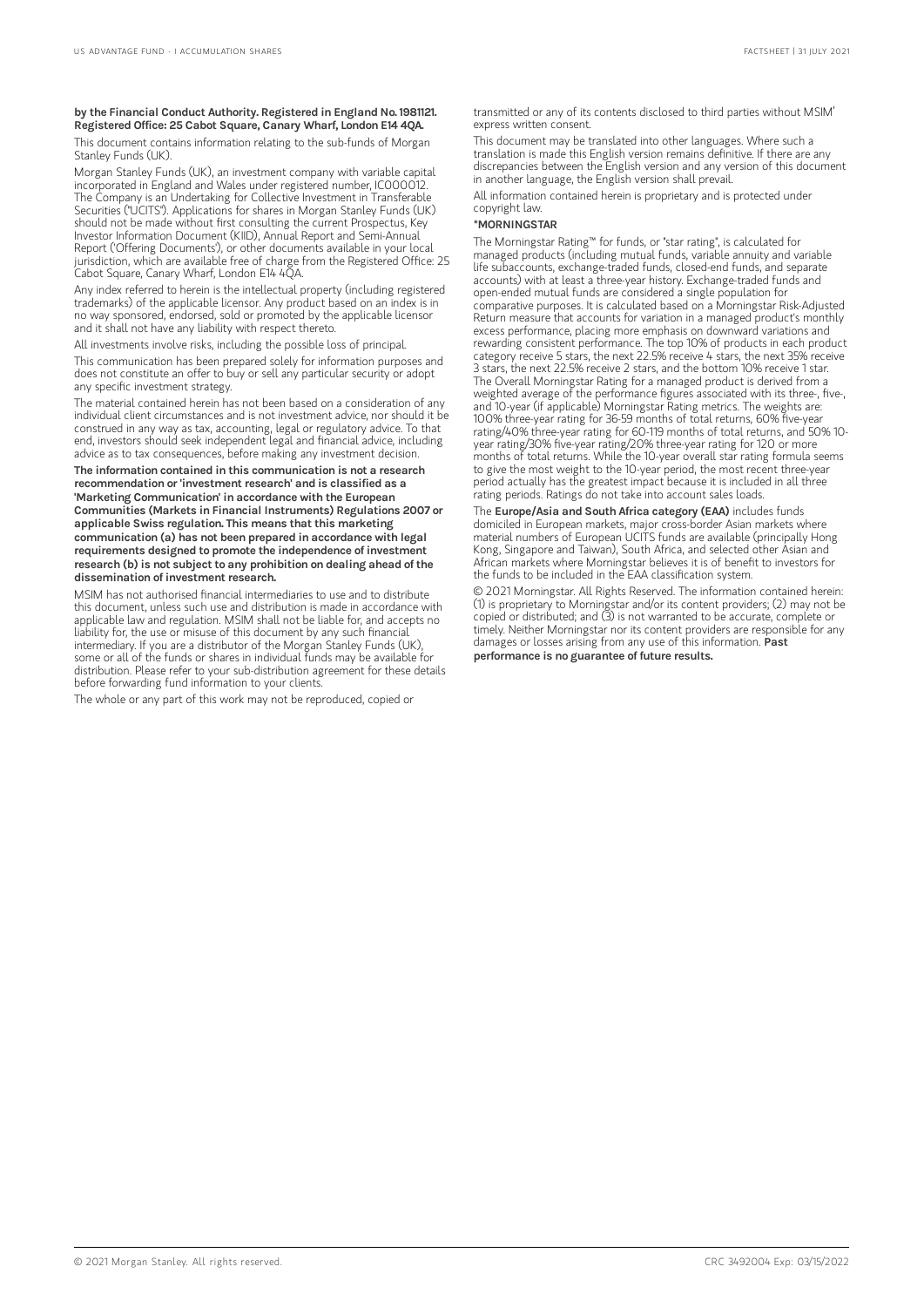**by the Financial Conduct Authority. Registered in England No. 1981121. Registered Office: 25 Cabot Square, Canary Wharf, London E14 4QA.**

This document contains information relating to the sub-funds of Morgan Stanley Funds (UK).

Morgan Stanley Funds (UK), an investment company with variable capital incorporated in England and Wales under registered number, IC000012. The Company is an Undertaking for Collective Investment in Transferable Securities ("UCITS"). Applications for shares in Morgan Stanley Funds (UK) should not be made without first consulting the current Prospectus, Key Investor Information Document (KIID), Annual Report and Semi-Annual Report ('Offering Documents'), or other documents available in your local jurisdiction, which are available free of charge from the Registered Office: 25 Cabot Square, Canary Wharf, London E14 4QA.

Any index referred to herein is the intellectual property (including registered trademarks) of the applicable licensor. Any product based on an index is in no way sponsored, endorsed, sold or promoted by the applicable licensor and it shall not have any liability with respect thereto.

All investments involve risks, including the possible loss of principal.

This communication has been prepared solely for information purposes and does not constitute an offer to buy or sell any particular security or adopt any specific investment strategy.

The material contained herein has not been based on a consideration of any individual client circumstances and is not investment advice, nor should it be construed in any way as tax, accounting, legal or regulatory advice. To that end, investors should seek independent legal and financial advice, including advice as to tax consequences, before making any investment decision.

**The information contained in this communication is not a research recommendation or 'investment research' and is classified as a 'Marketing Communication' in accordance with the European Communities (Markets in Financial Instruments) Regulations 2007 or applicable Swiss regulation. This means that this marketing communication (a) has not been prepared in accordance with legal requirements designed to promote the independence of investment research (b) is not subject to any prohibition on dealing ahead of the dissemination of investment research.**

MSIM has not authorised financial intermediaries to use and to distribute this document, unless such use and distribution is made in accordance with applicable law and regulation. MSIM shall not be liable for, and accepts no liability for, the use or misuse of this document by any such financial intermediary. If you are a distributor of the Morgan Stanley Funds (UK), some or all of the funds or shares in individual funds may be available for distribution. Please refer to your sub-distribution agreement for these details before forwarding fund information to your clients.

The whole or any part of this work may not be reproduced, copied or transmitted or any of its contents disclosed to third parties without MSIM' express written consent.

This document may be translated into other languages. Where such a translation is made this English version remains definitive. If there are any discrepancies between the English version and any version of this document in another language, the English version shall prevail.

All information contained herein is proprietary and is protected under copyright law.

**\*MORNINGSTAR**

The Morningstar Rating™ for funds, or "star rating", is calculated for managed products (including mutual funds, variable annuity and variable life subaccounts, exchange-traded funds, closed-end funds, and separate accounts) with at least a three-year history. Exchange-traded funds and open-ended mutual funds are considered a single population for comparative purposes. It is calculated based on a Morningstar Risk-Adjusted Return measure that accounts for variation in a managed product's monthly excess performance, placing more emphasis on downward variations and rewarding consistent performance. The top 10% of products in each product category receive 5 stars, the next 22.5% receive 4 stars, the next 35% receive 3 stars, the next 22.5% receive 2 stars, and the bottom 10% receive 1 star. The Overall Morningstar Rating for a managed product is derived from a weighted average of the performance figures associated with its three-, five-, and 10-year (if applicable) Morningstar Rating metrics. The weights are: 100% three-year rating for 36-59 months of total returns, 60% five-year rating/40% three-year rating for 60-119 months of total returns, and 50% 10-year rating/30% five-year rating/20% three-year rating for 120 or more months of total returns. While the 10-year overall star rating formula seems to give the most weight to the 10-year period, the most recent three-year period actually has the greatest impact because it is included in all three rating periods. Ratings do not take into account sales loads.

The **Europe/Asia and South Africa category (EAA)** includes funds domiciled in European markets, major cross-border Asian markets where material numbers of European UCITS funds are available (principally Hong Kong, Singapore and Taiwan), South Africa, and selected other Asian and African markets where Morningstar believes it is of benefit to investors for the funds to be included in the EAA classification system.

© 2021 Morningstar. All Rights Reserved. The information contained herein: (1) is proprietary to Morningstar and/or its content providers; (2) may not be copied or distributed; and (3) is not warranted to be accurate, complete or timely. Neither Morningstar nor its content providers are responsible for any damages or losses arising from any use of this information. **Past performance is no guarantee of future results.**

© 2021 Morgan Stanley. All rights reserved. CRC 3492004 Exp: 03/15/2022